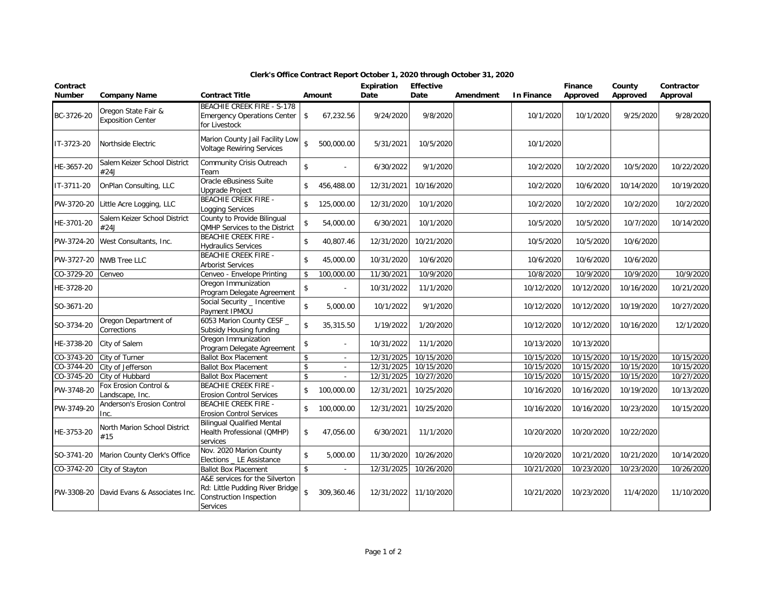# Clerk's Office Contract Report October 1, 2020 through October 31, 2020

| Contract Number | Company Name | Contract Title | Amount | Expiration Date | Effective Date | Amendment | In Finance | Finance Approved | County Approved | Contractor Approval |
|---|---|---|---|---|---|---|---|---|---|---|
| BC-3726-20 | Oregon State Fair & Exposition Center | BEACHIE CREEK FIRE - S-178 Emergency Operations Center for Livestock | $ 67,232.56 | 9/24/2020 | 9/8/2020 | | 10/1/2020 | 10/1/2020 | 9/25/2020 | 9/28/2020 |
| IT-3723-20 | Northside Electric | Marion County Jail Facility Low Voltage Rewiring Services | $ 500,000.00 | 5/31/2021 | 10/5/2020 | | 10/1/2020 | | | |
| HE-3657-20 | Salem Keizer School District #24J | Community Crisis Outreach Team | $ - | 6/30/2022 | 9/1/2020 | | 10/2/2020 | 10/2/2020 | 10/5/2020 | 10/22/2020 |
| IT-3711-20 | OnPlan Consulting, LLC | Oracle eBusiness Suite Upgrade Project | $ 456,488.00 | 12/31/2021 | 10/16/2020 | | 10/2/2020 | 10/6/2020 | 10/14/2020 | 10/19/2020 |
| PW-3720-20 | Little Acre Logging, LLC | BEACHIE CREEK FIRE - Logging Services | $ 125,000.00 | 12/31/2020 | 10/1/2020 | | 10/2/2020 | 10/2/2020 | 10/2/2020 | 10/2/2020 |
| HE-3701-20 | Salem Keizer School District #24J | County to Provide Bilingual QMHP Services to the District | $ 54,000.00 | 6/30/2021 | 10/1/2020 | | 10/5/2020 | 10/5/2020 | 10/7/2020 | 10/14/2020 |
| PW-3724-20 | West Consultants, Inc. | BEACHIE CREEK FIRE - Hydraulics Services | $ 40,807.46 | 12/31/2020 | 10/21/2020 | | 10/5/2020 | 10/5/2020 | 10/6/2020 | |
| PW-3727-20 | NWB Tree LLC | BEACHIE CREEK FIRE - Arborist Services | $ 45,000.00 | 10/31/2020 | 10/6/2020 | | 10/6/2020 | 10/6/2020 | 10/6/2020 | |
| CO-3729-20 | Cenveo | Cenveo - Envelope Printing | $ 100,000.00 | 11/30/2021 | 10/9/2020 | | 10/8/2020 | 10/9/2020 | 10/9/2020 | 10/9/2020 |
| HE-3728-20 | | Oregon Immunization Program Delegate Agreement | $ - | 10/31/2022 | 11/1/2020 | | 10/12/2020 | 10/12/2020 | 10/16/2020 | 10/21/2020 |
| SO-3671-20 | | Social Security _ Incentive Payment IPMOU | $ 5,000.00 | 10/1/2022 | 9/1/2020 | | 10/12/2020 | 10/12/2020 | 10/19/2020 | 10/27/2020 |
| SO-3734-20 | Oregon Department of Corrections | 6053 Marion County CESF _ Subsidy Housing funding | $ 35,315.50 | 1/19/2022 | 1/20/2020 | | 10/12/2020 | 10/12/2020 | 10/16/2020 | 12/1/2020 |
| HE-3738-20 | City of Salem | Oregon Immunization Program Delegate Agreement | $ - | 10/31/2022 | 11/1/2020 | | 10/13/2020 | 10/13/2020 | | |
| CO-3743-20 | City of Turner | Ballot Box Placement | $ - | 12/31/2025 | 10/15/2020 | | 10/15/2020 | 10/15/2020 | 10/15/2020 | 10/15/2020 |
| CO-3744-20 | City of Jefferson | Ballot Box Placement | $ - | 12/31/2025 | 10/15/2020 | | 10/15/2020 | 10/15/2020 | 10/15/2020 | 10/15/2020 |
| CO-3745-20 | City of Hubbard | Ballot Box Placement | $ - | 12/31/2025 | 10/27/2020 | | 10/15/2020 | 10/15/2020 | 10/15/2020 | 10/27/2020 |
| PW-3748-20 | Fox Erosion Control & Landscape, Inc. | BEACHIE CREEK FIRE - Erosion Control Services | $ 100,000.00 | 12/31/2021 | 10/25/2020 | | 10/16/2020 | 10/16/2020 | 10/19/2020 | 10/13/2020 |
| PW-3749-20 | Anderson's Erosion Control Inc. | BEACHIE CREEK FIRE - Erosion Control Services | $ 100,000.00 | 12/31/2021 | 10/25/2020 | | 10/16/2020 | 10/16/2020 | 10/23/2020 | 10/15/2020 |
| HE-3753-20 | North Marion School District #15 | Bilingual Qualified Mental Health Professional (QMHP) services | $ 47,056.00 | 6/30/2021 | 11/1/2020 | | 10/20/2020 | 10/20/2020 | 10/22/2020 | |
| SO-3741-20 | Marion County Clerk's Office | Nov. 2020 Marion County Elections _ LE Assistance | $ 5,000.00 | 11/30/2020 | 10/26/2020 | | 10/20/2020 | 10/21/2020 | 10/21/2020 | 10/14/2020 |
| CO-3742-20 | City of Stayton | Ballot Box Placement | $ - | 12/31/2025 | 10/26/2020 | | 10/21/2020 | 10/23/2020 | 10/23/2020 | 10/26/2020 |
| PW-3308-20 | David Evans & Associates Inc. | A&E services for the Silverton Rd: Little Pudding River Bridge Construction Inspection Services | $ 309,360.46 | 12/31/2022 | 11/10/2020 | | 10/21/2020 | 10/23/2020 | 11/4/2020 | 11/10/2020 |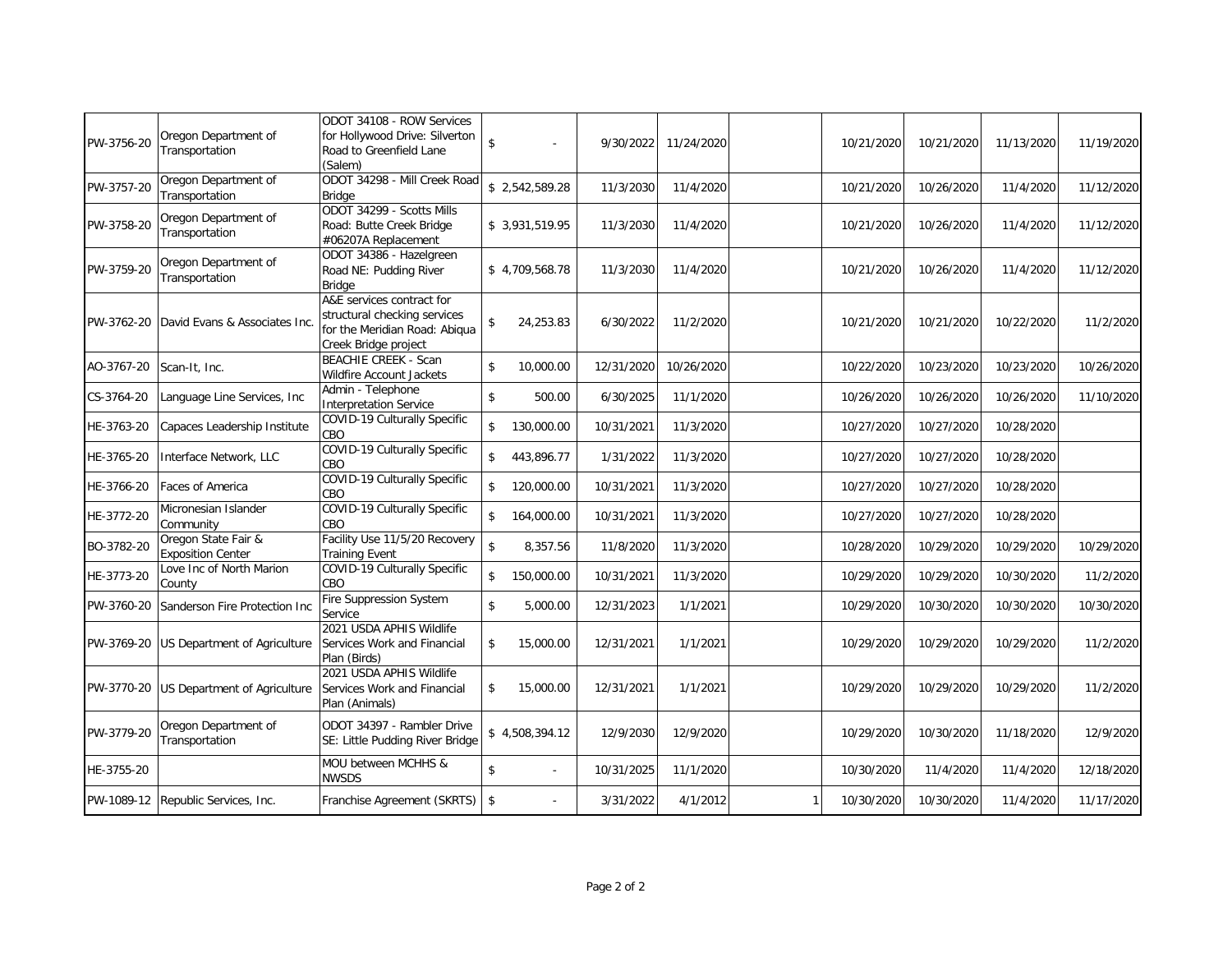| | | | | | | | | | | |
|---|---|---|---|---|---|---|---|---|---|---|
| PW-3756-20 | Oregon Department of Transportation | ODOT 34108 - ROW Services for Hollywood Drive: Silverton Road to Greenfield Lane (Salem) | $ - | 9/30/2022 | 11/24/2020 | | 10/21/2020 | 10/21/2020 | 11/13/2020 | 11/19/2020 |
| PW-3757-20 | Oregon Department of Transportation | ODOT 34298 - Mill Creek Road Bridge | $ 2,542,589.28 | 11/3/2030 | 11/4/2020 | | 10/21/2020 | 10/26/2020 | 11/4/2020 | 11/12/2020 |
| PW-3758-20 | Oregon Department of Transportation | ODOT 34299 - Scotts Mills Road: Butte Creek Bridge #06207A Replacement | $ 3,931,519.95 | 11/3/2030 | 11/4/2020 | | 10/21/2020 | 10/26/2020 | 11/4/2020 | 11/12/2020 |
| PW-3759-20 | Oregon Department of Transportation | ODOT 34386 - Hazelgreen Road NE: Pudding River Bridge | $ 4,709,568.78 | 11/3/2030 | 11/4/2020 | | 10/21/2020 | 10/26/2020 | 11/4/2020 | 11/12/2020 |
| PW-3762-20 | David Evans & Associates Inc. | A&E services contract for structural checking services for the Meridian Road: Abiqua Creek Bridge project | $ 24,253.83 | 6/30/2022 | 11/2/2020 | | 10/21/2020 | 10/21/2020 | 10/22/2020 | 11/2/2020 |
| AO-3767-20 | Scan-It, Inc. | BEACHIE CREEK - Scan Wildfire Account Jackets | $ 10,000.00 | 12/31/2020 | 10/26/2020 | | 10/22/2020 | 10/23/2020 | 10/23/2020 | 10/26/2020 |
| CS-3764-20 | Language Line Services, Inc | Admin - Telephone Interpretation Service | $ 500.00 | 6/30/2025 | 11/1/2020 | | 10/26/2020 | 10/26/2020 | 10/26/2020 | 11/10/2020 |
| HE-3763-20 | Capaces Leadership Institute | COVID-19 Culturally Specific CBO | $ 130,000.00 | 10/31/2021 | 11/3/2020 | | 10/27/2020 | 10/27/2020 | 10/28/2020 | |
| HE-3765-20 | Interface Network, LLC | COVID-19 Culturally Specific CBO | $ 443,896.77 | 1/31/2022 | 11/3/2020 | | 10/27/2020 | 10/27/2020 | 10/28/2020 | |
| HE-3766-20 | Faces of America | COVID-19 Culturally Specific CBO | $ 120,000.00 | 10/31/2021 | 11/3/2020 | | 10/27/2020 | 10/27/2020 | 10/28/2020 | |
| HE-3772-20 | Micronesian Islander Community | COVID-19 Culturally Specific CBO | $ 164,000.00 | 10/31/2021 | 11/3/2020 | | 10/27/2020 | 10/27/2020 | 10/28/2020 | |
| BO-3782-20 | Oregon State Fair & Exposition Center | Facility Use 11/5/20 Recovery Training Event | $ 8,357.56 | 11/8/2020 | 11/3/2020 | | 10/28/2020 | 10/29/2020 | 10/29/2020 | 10/29/2020 |
| HE-3773-20 | Love Inc of North Marion County | COVID-19 Culturally Specific CBO | $ 150,000.00 | 10/31/2021 | 11/3/2020 | | 10/29/2020 | 10/29/2020 | 10/30/2020 | 11/2/2020 |
| PW-3760-20 | Sanderson Fire Protection Inc | Fire Suppression System Service | $ 5,000.00 | 12/31/2023 | 1/1/2021 | | 10/29/2020 | 10/30/2020 | 10/30/2020 | 10/30/2020 |
| PW-3769-20 | US Department of Agriculture | 2021 USDA APHIS Wildlife Services Work and Financial Plan (Birds) | $ 15,000.00 | 12/31/2021 | 1/1/2021 | | 10/29/2020 | 10/29/2020 | 10/29/2020 | 11/2/2020 |
| PW-3770-20 | US Department of Agriculture | 2021 USDA APHIS Wildlife Services Work and Financial Plan (Animals) | $ 15,000.00 | 12/31/2021 | 1/1/2021 | | 10/29/2020 | 10/29/2020 | 10/29/2020 | 11/2/2020 |
| PW-3779-20 | Oregon Department of Transportation | ODOT 34397 - Rambler Drive SE: Little Pudding River Bridge | $ 4,508,394.12 | 12/9/2030 | 12/9/2020 | | 10/29/2020 | 10/30/2020 | 11/18/2020 | 12/9/2020 |
| HE-3755-20 | | MOU between MCHHS & NWSDS | $ - | 10/31/2025 | 11/1/2020 | | 10/30/2020 | 11/4/2020 | 11/4/2020 | 12/18/2020 |
| PW-1089-12 | Republic Services, Inc. | Franchise Agreement (SKRTS) | $ - | 3/31/2022 | 4/1/2012 | 1 | 10/30/2020 | 10/30/2020 | 11/4/2020 | 11/17/2020 |